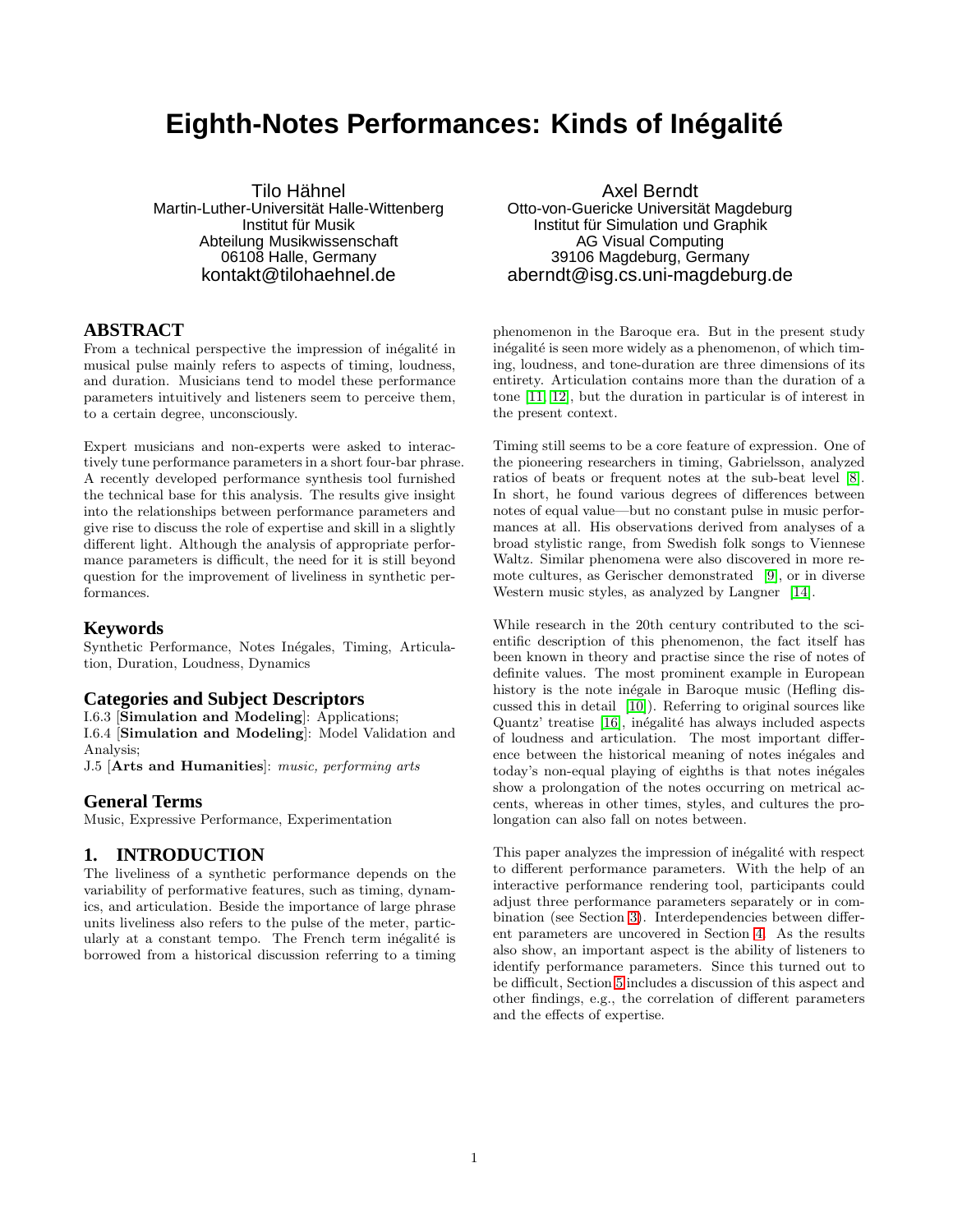# Eighth-Notes Performances: Kinds of Inégalité

Tilo Hähnel
Martin-Luther-Universität Halle-Wittenberg
Institut für Musik
Abteilung Musikwissenschaft
06108 Halle, Germany
kontakt@tilohaehnel.de

Axel Berndt
Otto-von-Guericke Universität Magdeburg
Institut für Simulation und Graphik
AG Visual Computing
39106 Magdeburg, Germany
aberndt@isg.cs.uni-magdeburg.de

## ABSTRACT

From a technical perspective the impression of inégalité in musical pulse mainly refers to aspects of timing, loudness, and duration. Musicians tend to model these performance parameters intuitively and listeners seem to perceive them, to a certain degree, unconsciously.

Expert musicians and non-experts were asked to interactively tune performance parameters in a short four-bar phrase. A recently developed performance synthesis tool furnished the technical base for this analysis. The results give insight into the relationships between performance parameters and give rise to discuss the role of expertise and skill in a slightly different light. Although the analysis of appropriate performance parameters is difficult, the need for it is still beyond question for the improvement of liveliness in synthetic performances.

### Keywords

Synthetic Performance, Notes Inégales, Timing, Articulation, Duration, Loudness, Dynamics

### Categories and Subject Descriptors

I.6.3 [**Simulation and Modeling**]: Applications;
I.6.4 [**Simulation and Modeling**]: Model Validation and Analysis;
J.5 [**Arts and Humanities**]: *music, performing arts*

### General Terms

Music, Expressive Performance, Experimentation

## 1. INTRODUCTION

The liveliness of a synthetic performance depends on the variability of performative features, such as timing, dynamics, and articulation. Beside the importance of large phrase units liveliness also refers to the pulse of the meter, particularly at a constant tempo. The French term inégalité is borrowed from a historical discussion referring to a timing phenomenon in the Baroque era. But in the present study inégalité is seen more widely as a phenomenon, of which timing, loudness, and tone-duration are three dimensions of its entirety. Articulation contains more than the duration of a tone [11, 12], but the duration in particular is of interest in the present context.

Timing still seems to be a core feature of expression. One of the pioneering researchers in timing, Gabrielsson, analyzed ratios of beats or frequent notes at the sub-beat level [8]. In short, he found various degrees of differences between notes of equal value—but no constant pulse in music performances at all. His observations derived from analyses of a broad stylistic range, from Swedish folk songs to Viennese Waltz. Similar phenomena were also discovered in more remote cultures, as Gerischer demonstrated [9], or in diverse Western music styles, as analyzed by Langner [14].

While research in the 20th century contributed to the scientific description of this phenomenon, the fact itself has been known in theory and practise since the rise of notes of definite values. The most prominent example in European history is the note inégale in Baroque music (Hefling discussed this in detail [10]). Referring to original sources like Quantz' treatise [16], inégalité has always included aspects of loudness and articulation. The most important difference between the historical meaning of notes inégales and today's non-equal playing of eighths is that notes inégales show a prolongation of the notes occurring on metrical accents, whereas in other times, styles, and cultures the prolongation can also fall on notes between.

This paper analyzes the impression of inégalité with respect to different performance parameters. With the help of an interactive performance rendering tool, participants could adjust three performance parameters separately or in combination (see Section 3). Interdependencies between different parameters are uncovered in Section 4. As the results also show, an important aspect is the ability of listeners to identify performance parameters. Since this turned out to be difficult, Section 5 includes a discussion of this aspect and other findings, e.g., the correlation of different parameters and the effects of expertise.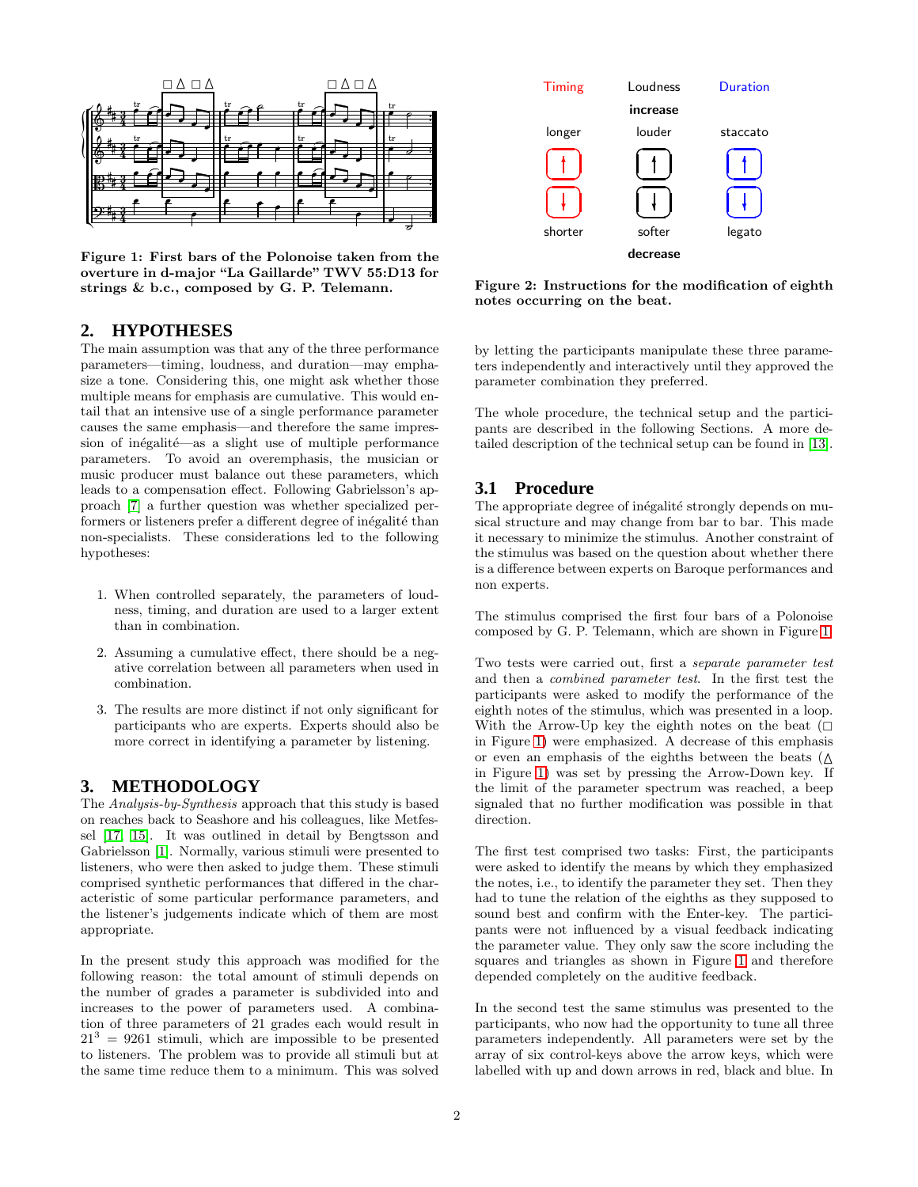Figure 1: First bars of the Polonoise taken from the overture in d-major "La Gaillarde" TWV 55:D13 for strings & b.c., composed by G. P. Telemann.

## 2. HYPOTHESES

The main assumption was that any of the three performance parameters—timing, loudness, and duration—may emphasize a tone. Considering this, one might ask whether those multiple means for emphasis are cumulative. This would entail that an intensive use of a single performance parameter causes the same emphasis—and therefore the same impression of inégalité—as a slight use of multiple performance parameters. To avoid an overemphasis, the musician or music producer must balance out these parameters, which leads to a compensation effect. Following Gabrielsson's approach [7] a further question was whether specialized performers or listeners prefer a different degree of inégalité than non-specialists. These considerations led to the following hypotheses:

1. When controlled separately, the parameters of loudness, timing, and duration are used to a larger extent than in combination.
2. Assuming a cumulative effect, there should be a negative correlation between all parameters when used in combination.
3. The results are more distinct if not only significant for participants who are experts. Experts should also be more correct in identifying a parameter by listening.

## 3. METHODOLOGY

The *Analysis-by-Synthesis* approach that this study is based on reaches back to Seashore and his colleagues, like Metfessel [17, 15]. It was outlined in detail by Bengtsson and Gabrielsson [1]. Normally, various stimuli were presented to listeners, who were then asked to judge them. These stimuli comprised synthetic performances that differed in the characteristic of some particular performance parameters, and the listener's judgements indicate which of them are most appropriate.

In the present study this approach was modified for the following reason: the total amount of stimuli depends on the number of grades a parameter is subdivided into and increases to the power of parameters used. A combination of three parameters of 21 grades each would result in $21^3 = 9261$ stimuli, which are impossible to be presented to listeners. The problem was to provide all stimuli but at the same time reduce them to a minimum. This was solved

| Timing | Loudness | Duration |
|---|---|---|
| | **increase** | |
| longer | louder | staccato |
| shorter | softer | legato |
| | **decrease** | |

Figure 2: Instructions for the modification of eighth notes occurring on the beat.

by letting the participants manipulate these three parameters independently and interactively until they approved the parameter combination they preferred.

The whole procedure, the technical setup and the participants are described in the following Sections. A more detailed description of the technical setup can be found in [13].

### 3.1 Procedure

The appropriate degree of inégalité strongly depends on musical structure and may change from bar to bar. This made it necessary to minimize the stimulus. Another constraint of the stimulus was based on the question about whether there is a difference between experts on Baroque performances and non experts.

The stimulus comprised the first four bars of a Polonoise composed by G. P. Telemann, which are shown in Figure 1.

Two tests were carried out, first a *separate parameter test* and then a *combined parameter test*. In the first test the participants were asked to modify the performance of the eighth notes of the stimulus, which was presented in a loop. With the Arrow-Up key the eighth notes on the beat (□ in Figure 1) were emphasized. A decrease of this emphasis or even an emphasis of the eighths between the beats (∆ in Figure 1) was set by pressing the Arrow-Down key. If the limit of the parameter spectrum was reached, a beep signaled that no further modification was possible in that direction.

The first test comprised two tasks: First, the participants were asked to identify the means by which they emphasized the notes, i.e., to identify the parameter they set. Then they had to tune the relation of the eighths as they supposed to sound best and confirm with the Enter-key. The participants were not influenced by a visual feedback indicating the parameter value. They only saw the score including the squares and triangles as shown in Figure 1 and therefore depended completely on the auditive feedback.

In the second test the same stimulus was presented to the participants, who now had the opportunity to tune all three parameters independently. All parameters were set by the array of six control-keys above the arrow keys, which were labelled with up and down arrows in red, black and blue. In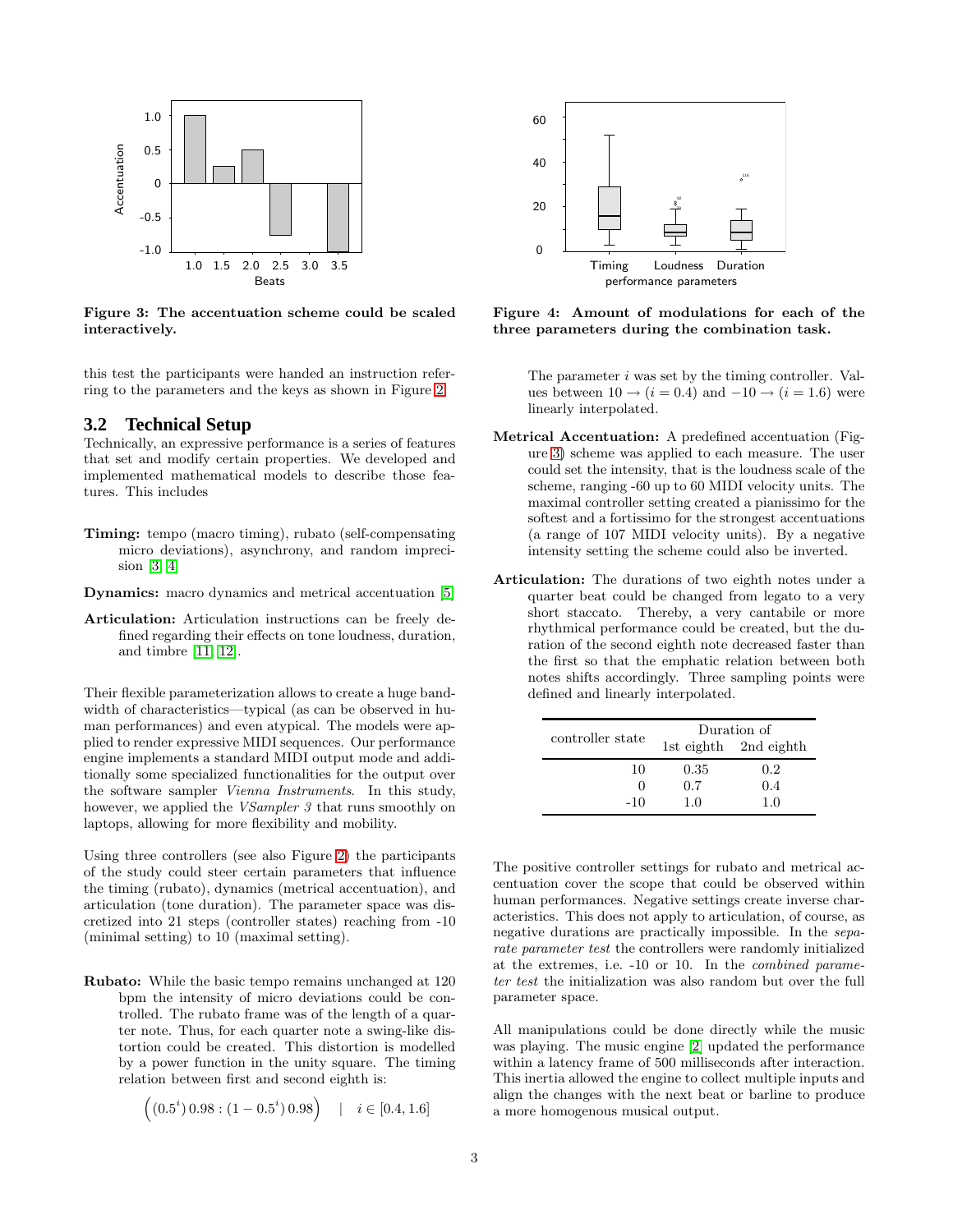Figure 3: The accentuation scheme could be scaled interactively.

this test the participants were handed an instruction referring to the parameters and the keys as shown in Figure 2.

## 3.2 Technical Setup

Technically, an expressive performance is a series of features that set and modify certain properties. We developed and implemented mathematical models to describe those features. This includes

**Timing:** tempo (macro timing), rubato (self-compensating micro deviations), asynchrony, and random imprecision [3, 4]

**Dynamics:** macro dynamics and metrical accentuation [5]

**Articulation:** Articulation instructions can be freely defined regarding their effects on tone loudness, duration, and timbre [11, 12].

Their flexible parameterization allows to create a huge bandwidth of characteristics—typical (as can be observed in human performances) and even atypical. The models were applied to render expressive MIDI sequences. Our performance engine implements a standard MIDI output mode and additionally some specialized functionalities for the output over the software sampler *Vienna Instruments*. In this study, however, we applied the *VSampler 3* that runs smoothly on laptops, allowing for more flexibility and mobility.

Using three controllers (see also Figure 2) the participants of the study could steer certain parameters that influence the timing (rubato), dynamics (metrical accentuation), and articulation (tone duration). The parameter space was discretized into 21 steps (controller states) reaching from -10 (minimal setting) to 10 (maximal setting).

**Rubato:** While the basic tempo remains unchanged at 120 bpm the intensity of micro deviations could be controlled. The rubato frame was of the length of a quarter note. Thus, for each quarter note a swing-like distortion could be created. This distortion is modelled by a power function in the unity square. The timing relation between first and second eighth is:

$$\left((0.5^i)\,0.98 : (1 - 0.5^i)\,0.98\right) \quad | \quad i \in [0.4, 1.6]$$

The parameter $i$ was set by the timing controller. Values between $10 \rightarrow (i = 0.4)$ and $-10 \rightarrow (i = 1.6)$ were linearly interpolated.

Figure 4: Amount of modulations for each of the three parameters during the combination task.

**Metrical Accentuation:** A predefined accentuation (Figure 3) scheme was applied to each measure. The user could set the intensity, that is the loudness scale of the scheme, ranging -60 up to 60 MIDI velocity units. The maximal controller setting created a pianissimo for the softest and a fortissimo for the strongest accentuations (a range of 107 MIDI velocity units). By a negative intensity setting the scheme could also be inverted.

**Articulation:** The durations of two eighth notes under a quarter beat could be changed from legato to a very short staccato. Thereby, a very cantabile or more rhythmical performance could be created, but the duration of the second eighth note decreased faster than the first so that the emphatic relation between both notes shifts accordingly. Three sampling points were defined and linearly interpolated.

| controller state | Duration of | |
|---|---|---|
| | 1st eighth | 2nd eighth |
| 10 | 0.35 | 0.2 |
| 0 | 0.7 | 0.4 |
| -10 | 1.0 | 1.0 |

The positive controller settings for rubato and metrical accentuation cover the scope that could be observed within human performances. Negative settings create inverse characteristics. This does not apply to articulation, of course, as negative durations are practically impossible. In the *separate parameter test* the controllers were randomly initialized at the extremes, i.e. -10 or 10. In the *combined parameter test* the initialization was also random but over the full parameter space.

All manipulations could be done directly while the music was playing. The music engine [2] updated the performance within a latency frame of 500 milliseconds after interaction. This inertia allowed the engine to collect multiple inputs and align the changes with the next beat or barline to produce a more homogenous musical output.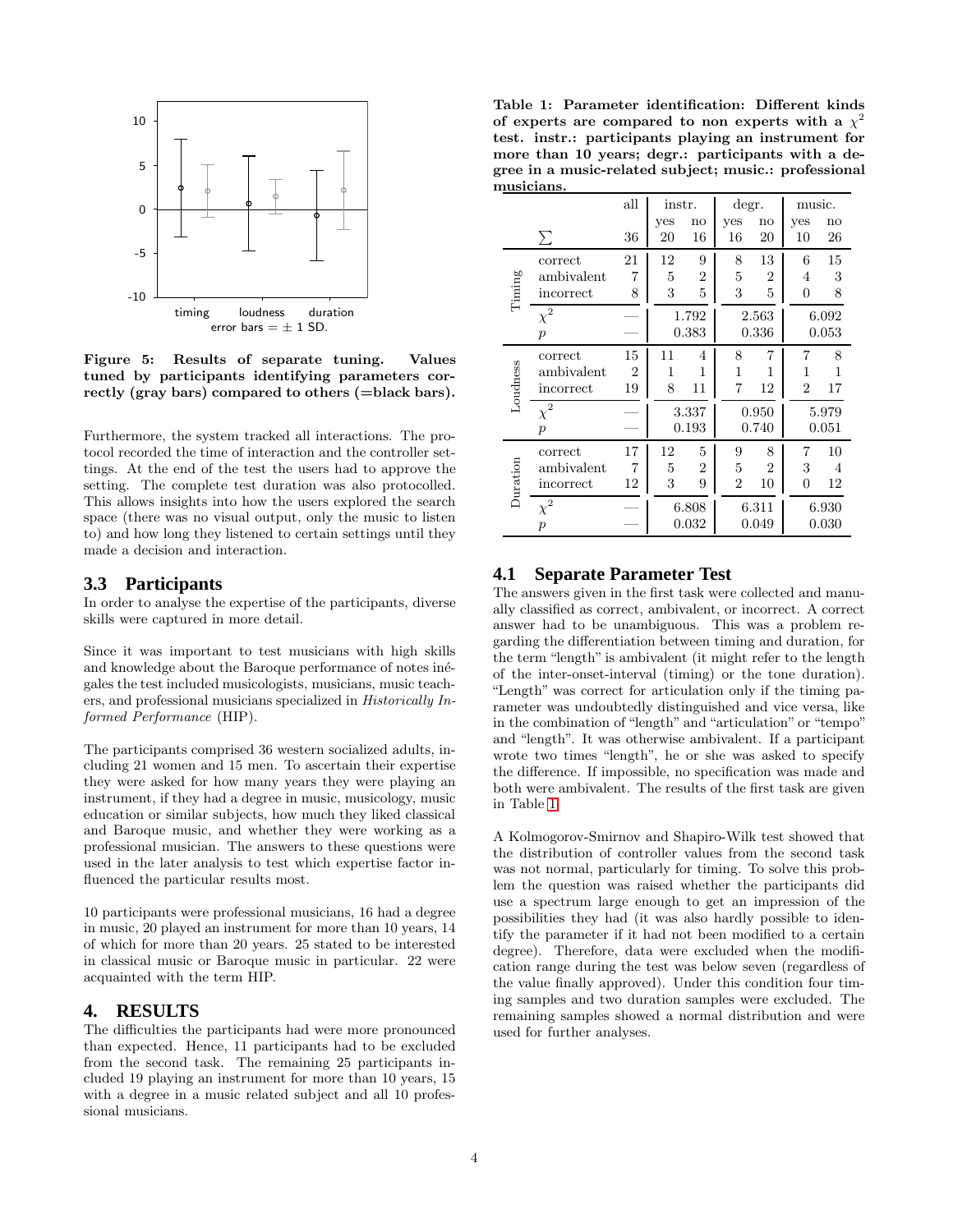Figure 5: Results of separate tuning. Values tuned by participants identifying parameters correctly (gray bars) compared to others (=black bars).

Furthermore, the system tracked all interactions. The protocol recorded the time of interaction and the controller settings. At the end of the test the users had to approve the setting. The complete test duration was also protocolled. This allows insights into how the users explored the search space (there was no visual output, only the music to listen to) and how long they listened to certain settings until they made a decision and interaction.

## 3.3 Participants

In order to analyse the expertise of the participants, diverse skills were captured in more detail.

Since it was important to test musicians with high skills and knowledge about the Baroque performance of notes inégales the test included musicologists, musicians, music teachers, and professional musicians specialized in *Historically Informed Performance* (HIP).

The participants comprised 36 western socialized adults, including 21 women and 15 men. To ascertain their expertise they were asked for how many years they were playing an instrument, if they had a degree in music, musicology, music education or similar subjects, how much they liked classical and Baroque music, and whether they were working as a professional musician. The answers to these questions were used in the later analysis to test which expertise factor influenced the particular results most.

10 participants were professional musicians, 16 had a degree in music, 20 played an instrument for more than 10 years, 14 of which for more than 20 years. 25 stated to be interested in classical music or Baroque music in particular. 22 were acquainted with the term HIP.

# 4. RESULTS

The difficulties the participants had were more pronounced than expected. Hence, 11 participants had to be excluded from the second task. The remaining 25 participants included 19 playing an instrument for more than 10 years, 15 with a degree in a music related subject and all 10 professional musicians.

**Table 1: Parameter identification: Different kinds of experts are compared to non experts with a $\chi^2$ test. instr.: participants playing an instrument for more than 10 years; degr.: participants with a degree in a music-related subject; music.: professional musicians.**

| | | all | instr. | | degr. | | music. | |
|---|---|---|---|---|---|---|---|---|
| | | | yes | no | yes | no | yes | no |
| | $\sum$ | 36 | 20 | 16 | 16 | 20 | 10 | 26 |
| Timing | correct | 21 | 12 | 9 | 8 | 13 | 6 | 15 |
| | ambivalent | 7 | 5 | 2 | 5 | 2 | 4 | 3 |
| | incorrect | 8 | 3 | 5 | 3 | 5 | 0 | 8 |
| | $\chi^2$ | — | 1.792 | | 2.563 | | 6.092 | |
| | $p$ | — | 0.383 | | 0.336 | | 0.053 | |
| Loudness | correct | 15 | 11 | 4 | 8 | 7 | 7 | 8 |
| | ambivalent | 2 | 1 | 1 | 1 | 1 | 1 | 1 |
| | incorrect | 19 | 8 | 11 | 7 | 12 | 2 | 17 |
| | $\chi^2$ | — | 3.337 | | 0.950 | | 5.979 | |
| | $p$ | — | 0.193 | | 0.740 | | 0.051 | |
| Duration | correct | 17 | 12 | 5 | 9 | 8 | 7 | 10 |
| | ambivalent | 7 | 5 | 2 | 5 | 2 | 3 | 4 |
| | incorrect | 12 | 3 | 9 | 2 | 10 | 0 | 12 |
| | $\chi^2$ | — | 6.808 | | 6.311 | | 6.930 | |
| | $p$ | — | 0.032 | | 0.049 | | 0.030 | |

## 4.1 Separate Parameter Test

The answers given in the first task were collected and manually classified as correct, ambivalent, or incorrect. A correct answer had to be unambiguous. This was a problem regarding the differentiation between timing and duration, for the term "length" is ambivalent (it might refer to the length of the inter-onset-interval (timing) or the tone duration). "Length" was correct for articulation only if the timing parameter was undoubtedly distinguished and vice versa, like in the combination of "length" and "articulation" or "tempo" and "length". It was otherwise ambivalent. If a participant wrote two times "length", he or she was asked to specify the difference. If impossible, no specification was made and both were ambivalent. The results of the first task are given in Table 1.

A Kolmogorov-Smirnov and Shapiro-Wilk test showed that the distribution of controller values from the second task was not normal, particularly for timing. To solve this problem the question was raised whether the participants did use a spectrum large enough to get an impression of the possibilities they had (it was also hardly possible to identify the parameter if it had not been modified to a certain degree). Therefore, data were excluded when the modification range during the test was below seven (regardless of the value finally approved). Under this condition four timing samples and two duration samples were excluded. The remaining samples showed a normal distribution and were used for further analyses.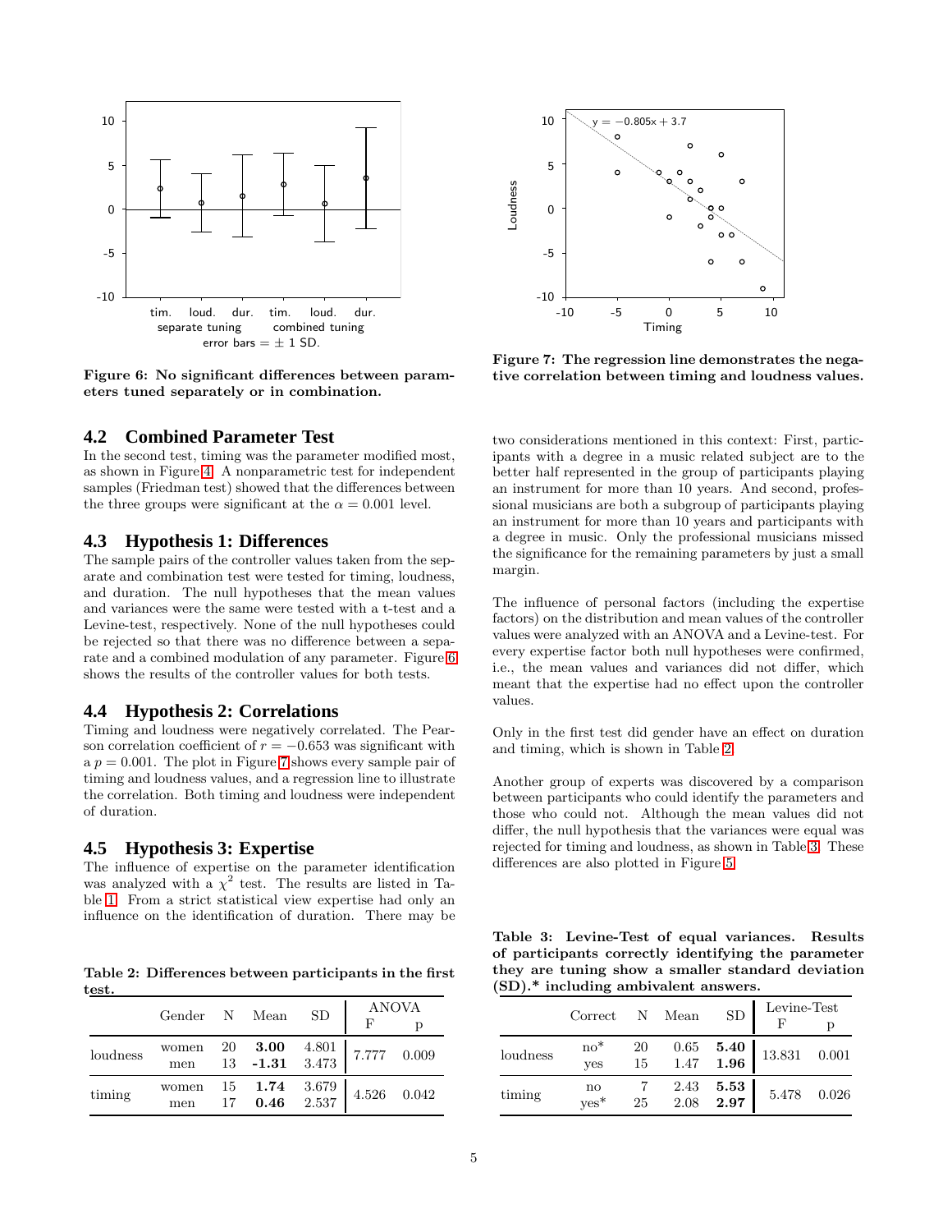Figure 6: No significant differences between parameters tuned separately or in combination.

Figure 7: The regression line demonstrates the negative correlation between timing and loudness values.

### 4.2 Combined Parameter Test

In the second test, timing was the parameter modified most, as shown in Figure 4. A nonparametric test for independent samples (Friedman test) showed that the differences between the three groups were significant at the $\alpha = 0.001$ level.

### 4.3 Hypothesis 1: Differences

The sample pairs of the controller values taken from the separate and combination test were tested for timing, loudness, and duration. The null hypotheses that the mean values and variances were the same were tested with a t-test and a Levine-test, respectively. None of the null hypotheses could be rejected so that there was no difference between a separate and a combined modulation of any parameter. Figure 6 shows the results of the controller values for both tests.

### 4.4 Hypothesis 2: Correlations

Timing and loudness were negatively correlated. The Pearson correlation coefficient of $r = -0.653$ was significant with a $p = 0.001$. The plot in Figure 7 shows every sample pair of timing and loudness values, and a regression line to illustrate the correlation. Both timing and loudness were independent of duration.

### 4.5 Hypothesis 3: Expertise

The influence of expertise on the parameter identification was analyzed with a $\chi^2$ test. The results are listed in Table 1. From a strict statistical view expertise had only an influence on the identification of duration. There may be two considerations mentioned in this context: First, participants with a degree in a music related subject are to the better half represented in the group of participants playing an instrument for more than 10 years. And second, professional musicians are both a subgroup of participants playing an instrument for more than 10 years and participants with a degree in music. Only the professional musicians missed the significance for the remaining parameters by just a small margin.

The influence of personal factors (including the expertise factors) on the distribution and mean values of the controller values were analyzed with an ANOVA and a Levine-test. For every expertise factor both null hypotheses were confirmed, i.e., the mean values and variances did not differ, which meant that the expertise had no effect upon the controller values.

Only in the first test did gender have an effect on duration and timing, which is shown in Table 2.

Another group of experts was discovered by a comparison between participants who could identify the parameters and those who could not. Although the mean values did not differ, the null hypothesis that the variances were equal was rejected for timing and loudness, as shown in Table 3. These differences are also plotted in Figure 5.

**Table 2: Differences between participants in the first test.**

| | Gender | N | Mean | SD | ANOVA F | p |
|---|---|---|---|---|---|---|
| loudness | women | 20 | **3.00** | 4.801 | 7.777 | 0.009 |
| | men | 13 | **-1.31** | 3.473 | | |
| timing | women | 15 | **1.74** | 3.679 | 4.526 | 0.042 |
| | men | 17 | **0.46** | 2.537 | | |

**Table 3: Levine-Test of equal variances. Results of participants correctly identifying the parameter they are tuning show a smaller standard deviation (SD).* including ambivalent answers.**

| | Correct | N | Mean | SD | Levine-Test F | p |
|---|---|---|---|---|---|---|
| loudness | no* | 20 | 0.65 | **5.40** | 13.831 | 0.001 |
| | yes | 15 | 1.47 | **1.96** | | |
| timing | no | 7 | 2.43 | **5.53** | 5.478 | 0.026 |
| | yes* | 25 | 2.08 | **2.97** | | |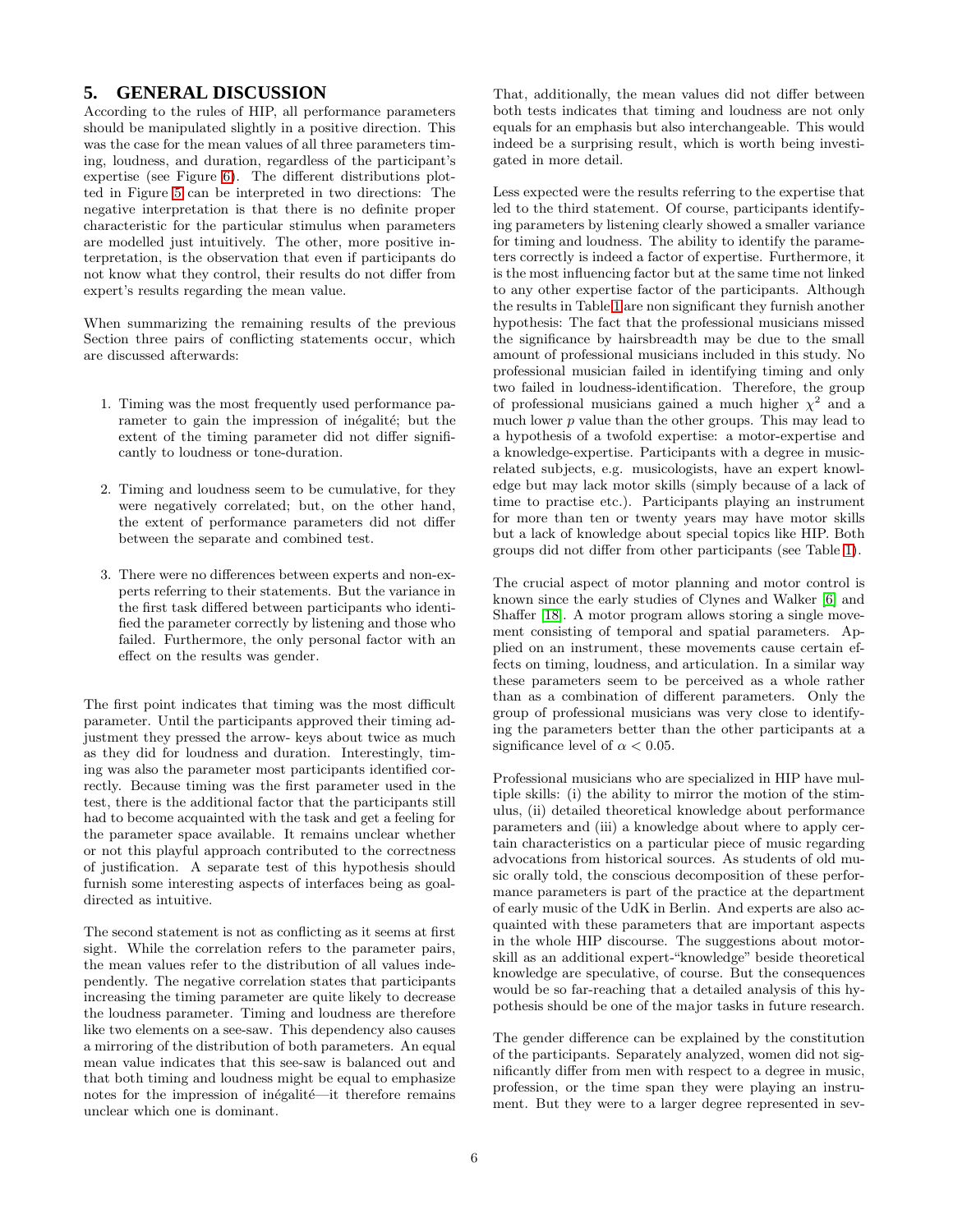## 5. GENERAL DISCUSSION

According to the rules of HIP, all performance parameters should be manipulated slightly in a positive direction. This was the case for the mean values of all three parameters timing, loudness, and duration, regardless of the participant's expertise (see Figure 6). The different distributions plotted in Figure 5 can be interpreted in two directions: The negative interpretation is that there is no definite proper characteristic for the particular stimulus when parameters are modelled just intuitively. The other, more positive interpretation, is the observation that even if participants do not know what they control, their results do not differ from expert's results regarding the mean value.

When summarizing the remaining results of the previous Section three pairs of conflicting statements occur, which are discussed afterwards:

1. Timing was the most frequently used performance parameter to gain the impression of inégalité; but the extent of the timing parameter did not differ significantly to loudness or tone-duration.

2. Timing and loudness seem to be cumulative, for they were negatively correlated; but, on the other hand, the extent of performance parameters did not differ between the separate and combined test.

3. There were no differences between experts and non-experts referring to their statements. But the variance in the first task differed between participants who identified the parameter correctly by listening and those who failed. Furthermore, the only personal factor with an effect on the results was gender.

The first point indicates that timing was the most difficult parameter. Until the participants approved their timing adjustment they pressed the arrow- keys about twice as much as they did for loudness and duration. Interestingly, timing was also the parameter most participants identified correctly. Because timing was the first parameter used in the test, there is the additional factor that the participants still had to become acquainted with the task and get a feeling for the parameter space available. It remains unclear whether or not this playful approach contributed to the correctness of justification. A separate test of this hypothesis should furnish some interesting aspects of interfaces being as goal-directed as intuitive.

The second statement is not as conflicting as it seems at first sight. While the correlation refers to the parameter pairs, the mean values refer to the distribution of all values independently. The negative correlation states that participants increasing the timing parameter are quite likely to decrease the loudness parameter. Timing and loudness are therefore like two elements on a see-saw. This dependency also causes a mirroring of the distribution of both parameters. An equal mean value indicates that this see-saw is balanced out and that both timing and loudness might be equal to emphasize notes for the impression of inégalité—it therefore remains unclear which one is dominant.

That, additionally, the mean values did not differ between both tests indicates that timing and loudness are not only equals for an emphasis but also interchangeable. This would indeed be a surprising result, which is worth being investigated in more detail.

Less expected were the results referring to the expertise that led to the third statement. Of course, participants identifying parameters by listening clearly showed a smaller variance for timing and loudness. The ability to identify the parameters correctly is indeed a factor of expertise. Furthermore, it is the most influencing factor but at the same time not linked to any other expertise factor of the participants. Although the results in Table 1 are non significant they furnish another hypothesis: The fact that the professional musicians missed the significance by hairsbreadth may be due to the small amount of professional musicians included in this study. No professional musician failed in identifying timing and only two failed in loudness-identification. Therefore, the group of professional musicians gained a much higher $\chi^2$ and a much lower $p$ value than the other groups. This may lead to a hypothesis of a twofold expertise: a motor-expertise and a knowledge-expertise. Participants with a degree in music-related subjects, e.g. musicologists, have an expert knowledge but may lack motor skills (simply because of a lack of time to practise etc.). Participants playing an instrument for more than ten or twenty years may have motor skills but a lack of knowledge about special topics like HIP. Both groups did not differ from other participants (see Table 1).

The crucial aspect of motor planning and motor control is known since the early studies of Clynes and Walker [6] and Shaffer [18]. A motor program allows storing a single movement consisting of temporal and spatial parameters. Applied on an instrument, these movements cause certain effects on timing, loudness, and articulation. In a similar way these parameters seem to be perceived as a whole rather than as a combination of different parameters. Only the group of professional musicians was very close to identifying the parameters better than the other participants at a significance level of $\alpha < 0.05$.

Professional musicians who are specialized in HIP have multiple skills: (i) the ability to mirror the motion of the stimulus, (ii) detailed theoretical knowledge about performance parameters and (iii) a knowledge about where to apply certain characteristics on a particular piece of music regarding advocations from historical sources. As students of old music orally told, the conscious decomposition of these performance parameters is part of the practice at the department of early music of the UdK in Berlin. And experts are also acquainted with these parameters that are important aspects in the whole HIP discourse. The suggestions about motor-skill as an additional expert-"knowledge" beside theoretical knowledge are speculative, of course. But the consequences would be so far-reaching that a detailed analysis of this hypothesis should be one of the major tasks in future research.

The gender difference can be explained by the constitution of the participants. Separately analyzed, women did not significantly differ from men with respect to a degree in music, profession, or the time span they were playing an instrument. But they were to a larger degree represented in sev-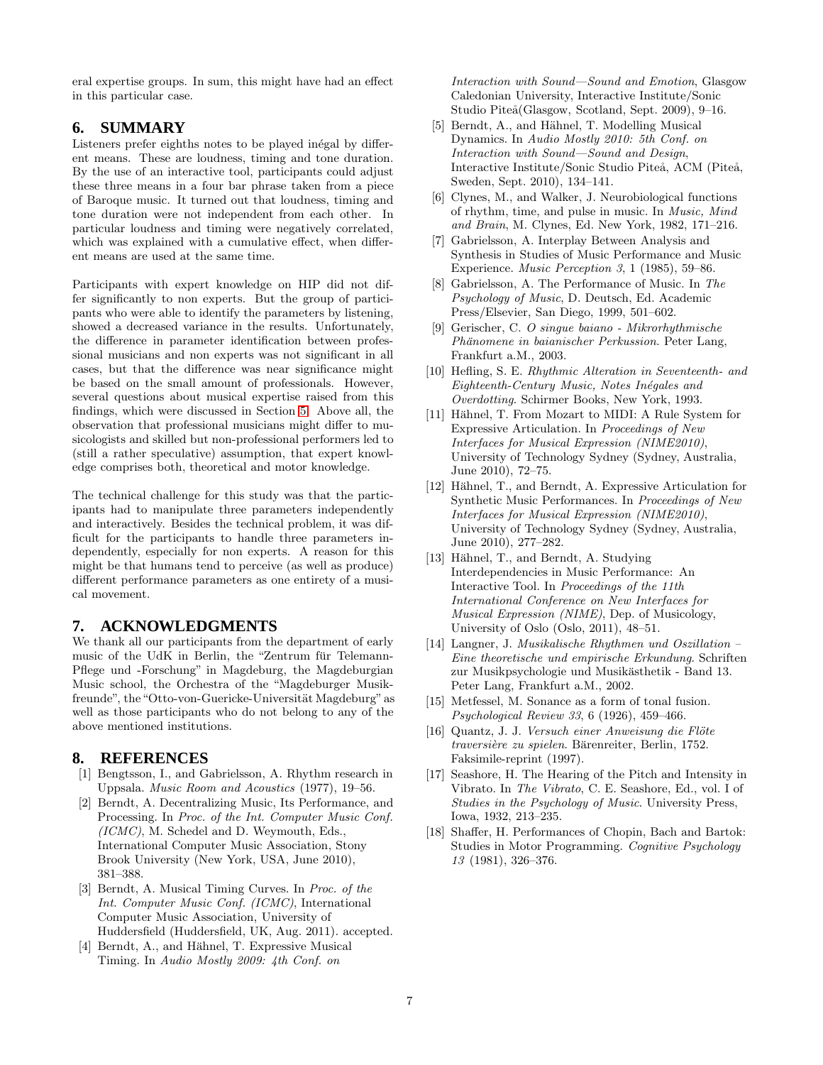eral expertise groups. In sum, this might have had an effect in this particular case.

## 6. SUMMARY

Listeners prefer eighths notes to be played inégal by different means. These are loudness, timing and tone duration. By the use of an interactive tool, participants could adjust these three means in a four bar phrase taken from a piece of Baroque music. It turned out that loudness, timing and tone duration were not independent from each other. In particular loudness and timing were negatively correlated, which was explained with a cumulative effect, when different means are used at the same time.

Participants with expert knowledge on HIP did not differ significantly to non experts. But the group of participants who were able to identify the parameters by listening, showed a decreased variance in the results. Unfortunately, the difference in parameter identification between professional musicians and non experts was not significant in all cases, but that the difference was near significance might be based on the small amount of professionals. However, several questions about musical expertise raised from this findings, which were discussed in Section 5. Above all, the observation that professional musicians might differ to musicologists and skilled but non-professional performers led to (still a rather speculative) assumption, that expert knowledge comprises both, theoretical and motor knowledge.

The technical challenge for this study was that the participants had to manipulate three parameters independently and interactively. Besides the technical problem, it was difficult for the participants to handle three parameters independently, especially for non experts. A reason for this might be that humans tend to perceive (as well as produce) different performance parameters as one entirety of a musical movement.

## 7. ACKNOWLEDGMENTS

We thank all our participants from the department of early music of the UdK in Berlin, the "Zentrum für Telemann-Pflege und -Forschung" in Magdeburg, the Magdeburgian Music school, the Orchestra of the "Magdeburger Musikfreunde", the "Otto-von-Guericke-Universität Magdeburg" as well as those participants who do not belong to any of the above mentioned institutions.

## 8. REFERENCES

[1] Bengtsson, I., and Gabrielsson, A. Rhythm research in Uppsala. *Music Room and Acoustics* (1977), 19–56.

[2] Berndt, A. Decentralizing Music, Its Performance, and Processing. In *Proc. of the Int. Computer Music Conf. (ICMC)*, M. Schedel and D. Weymouth, Eds., International Computer Music Association, Stony Brook University (New York, USA, June 2010), 381–388.

[3] Berndt, A. Musical Timing Curves. In *Proc. of the Int. Computer Music Conf. (ICMC)*, International Computer Music Association, University of Huddersfield (Huddersfield, UK, Aug. 2011). accepted.

[4] Berndt, A., and Hähnel, T. Expressive Musical Timing. In *Audio Mostly 2009: 4th Conf. on Interaction with Sound—Sound and Emotion*, Glasgow Caledonian University, Interactive Institute/Sonic Studio Piteå(Glasgow, Scotland, Sept. 2009), 9–16.

[5] Berndt, A., and Hähnel, T. Modelling Musical Dynamics. In *Audio Mostly 2010: 5th Conf. on Interaction with Sound—Sound and Design*, Interactive Institute/Sonic Studio Piteå, ACM (Piteå, Sweden, Sept. 2010), 134–141.

[6] Clynes, M., and Walker, J. Neurobiological functions of rhythm, time, and pulse in music. In *Music, Mind and Brain*, M. Clynes, Ed. New York, 1982, 171–216.

[7] Gabrielsson, A. Interplay Between Analysis and Synthesis in Studies of Music Performance and Music Experience. *Music Perception 3*, 1 (1985), 59–86.

[8] Gabrielsson, A. The Performance of Music. In *The Psychology of Music*, D. Deutsch, Ed. Academic Press/Elsevier, San Diego, 1999, 501–602.

[9] Gerischer, C. *O singue baiano - Mikrorhythmische Phänomene in baianischer Perkussion*. Peter Lang, Frankfurt a.M., 2003.

[10] Hefling, S. E. *Rhythmic Alteration in Seventeenth- and Eighteenth-Century Music, Notes Inégales and Overdotting*. Schirmer Books, New York, 1993.

[11] Hähnel, T. From Mozart to MIDI: A Rule System for Expressive Articulation. In *Proceedings of New Interfaces for Musical Expression (NIME2010)*, University of Technology Sydney (Sydney, Australia, June 2010), 72–75.

[12] Hähnel, T., and Berndt, A. Expressive Articulation for Synthetic Music Performances. In *Proceedings of New Interfaces for Musical Expression (NIME2010)*, University of Technology Sydney (Sydney, Australia, June 2010), 277–282.

[13] Hähnel, T., and Berndt, A. Studying Interdependencies in Music Performance: An Interactive Tool. In *Proceedings of the 11th International Conference on New Interfaces for Musical Expression (NIME)*, Dep. of Musicology, University of Oslo (Oslo, 2011), 48–51.

[14] Langner, J. *Musikalische Rhythmen und Oszillation – Eine theoretische und empirische Erkundung*. Schriften zur Musikpsychologie und Musikästhetik - Band 13. Peter Lang, Frankfurt a.M., 2002.

[15] Metfessel, M. Sonance as a form of tonal fusion. *Psychological Review 33*, 6 (1926), 459–466.

[16] Quantz, J. J. *Versuch einer Anweisung die Flöte traversière zu spielen*. Bärenreiter, Berlin, 1752. Faksimile-reprint (1997).

[17] Seashore, H. The Hearing of the Pitch and Intensity in Vibrato. In *The Vibrato*, C. E. Seashore, Ed., vol. I of *Studies in the Psychology of Music*. University Press, Iowa, 1932, 213–235.

[18] Shaffer, H. Performances of Chopin, Bach and Bartok: Studies in Motor Programming. *Cognitive Psychology 13* (1981), 326–376.